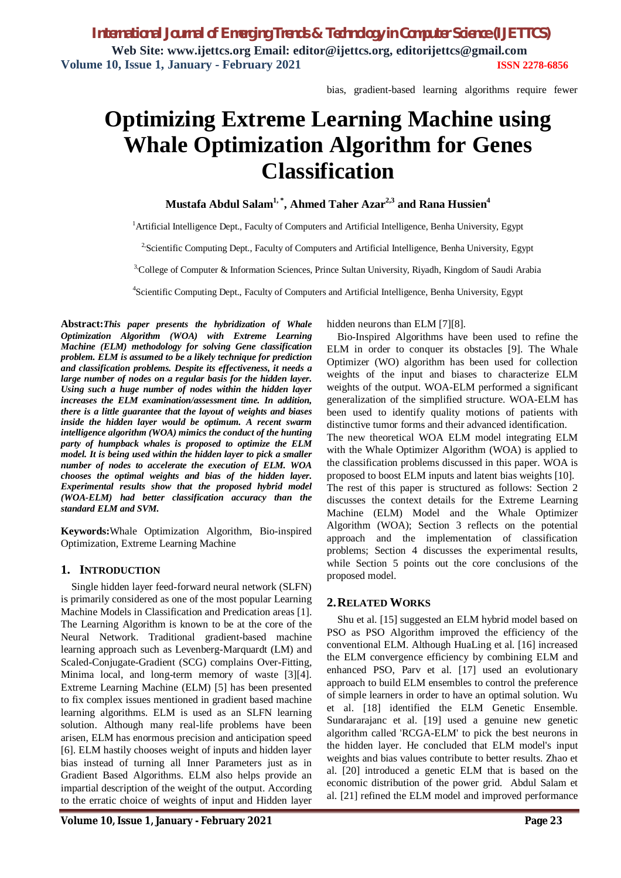# Optimizing Extreme Learning Machine using Whale Optimization Algorithm for Genes Classification

**Mustafa Abdul Salam[1,*], Ahmed Taher Azar[2,3] and Rana Hussien[4]**

[1]Artificial Intelligence Dept., Faculty of Computers and Artificial Intelligence, Benha University, Egypt

[2]Scientific Computing Dept., Faculty of Computers and Artificial Intelligence, Benha University, Egypt

[3]College of Computer & Information Sciences, Prince Sultan University, Riyadh, Kingdom of Saudi Arabia

[4]Scientific Computing Dept., Faculty of Computers and Artificial Intelligence, Benha University, Egypt

**Abstract:** ***This paper presents the hybridization of Whale Optimization Algorithm (WOA) with Extreme Learning Machine (ELM) methodology for solving Gene classification problem. ELM is assumed to be a likely technique for prediction and classification problems. Despite its effectiveness, it needs a large number of nodes on a regular basis for the hidden layer. Using such a huge number of nodes within the hidden layer increases the ELM examination/assessment time. In addition, there is a little guarantee that the layout of weights and biases inside the hidden layer would be optimum. A recent swarm intelligence algorithm (WOA) mimics the conduct of the hunting party of humpback whales is proposed to optimize the ELM model. It is being used within the hidden layer to pick a smaller number of nodes to accelerate the execution of ELM. WOA chooses the optimal weights and bias of the hidden layer. Experimental results show that the proposed hybrid model (WOA-ELM) had better classification accuracy than the standard ELM and SVM.***

**Keywords:** Whale Optimization Algorithm, Bio-inspired Optimization, Extreme Learning Machine

## 1. INTRODUCTION

Single hidden layer feed-forward neural network (SLFN) is primarily considered as one of the most popular Learning Machine Models in Classification and Predication areas [1]. The Learning Algorithm is known to be at the core of the Neural Network. Traditional gradient-based machine learning approach such as Levenberg-Marquardt (LM) and Scaled-Conjugate-Gradient (SCG) complains Over-Fitting, Minima local, and long-term memory of waste [3][4]. Extreme Learning Machine (ELM) [5] has been presented to fix complex issues mentioned in gradient based machine learning algorithms. ELM is used as an SLFN learning solution. Although many real-life problems have been arisen, ELM has enormous precision and anticipation speed [6]. ELM hastily chooses weight of inputs and hidden layer bias instead of turning all Inner Parameters just as in Gradient Based Algorithms. ELM also helps provide an impartial description of the weight of the output. According to the erratic choice of weights of input and Hidden layer bias, gradient-based learning algorithms require fewer hidden neurons than ELM [7][8].

Bio-Inspired Algorithms have been used to refine the ELM in order to conquer its obstacles [9]. The Whale Optimizer (WO) algorithm has been used for collection weights of the input and biases to characterize ELM weights of the output. WOA-ELM performed a significant generalization of the simplified structure. WOA-ELM has been used to identify quality motions of patients with distinctive tumor forms and their advanced identification.

The new theoretical WOA ELM model integrating ELM with the Whale Optimizer Algorithm (WOA) is applied to the classification problems discussed in this paper. WOA is proposed to boost ELM inputs and latent bias weights [10].

The rest of this paper is structured as follows: Section 2 discusses the context details for the Extreme Learning Machine (ELM) Model and the Whale Optimizer Algorithm (WOA); Section 3 reflects on the potential approach and the implementation of classification problems; Section 4 discusses the experimental results, while Section 5 points out the core conclusions of the proposed model.

## 2. RELATED WORKS

Shu et al. [15] suggested an ELM hybrid model based on PSO as PSO Algorithm improved the efficiency of the conventional ELM. Although HuaLing et al. [16] increased the ELM convergence efficiency by combining ELM and enhanced PSO, Parv et al. [17] used an evolutionary approach to build ELM ensembles to control the preference of simple learners in order to have an optimal solution. Wu et al. [18] identified the ELM Genetic Ensemble. Sundararajanc et al. [19] used a genuine new genetic algorithm called 'RCGA-ELM' to pick the best neurons in the hidden layer. He concluded that ELM model's input weights and bias values contribute to better results. Zhao et al. [20] introduced a genetic ELM that is based on the economic distribution of the power grid. Abdul Salam et al. [21] refined the ELM model and improved performance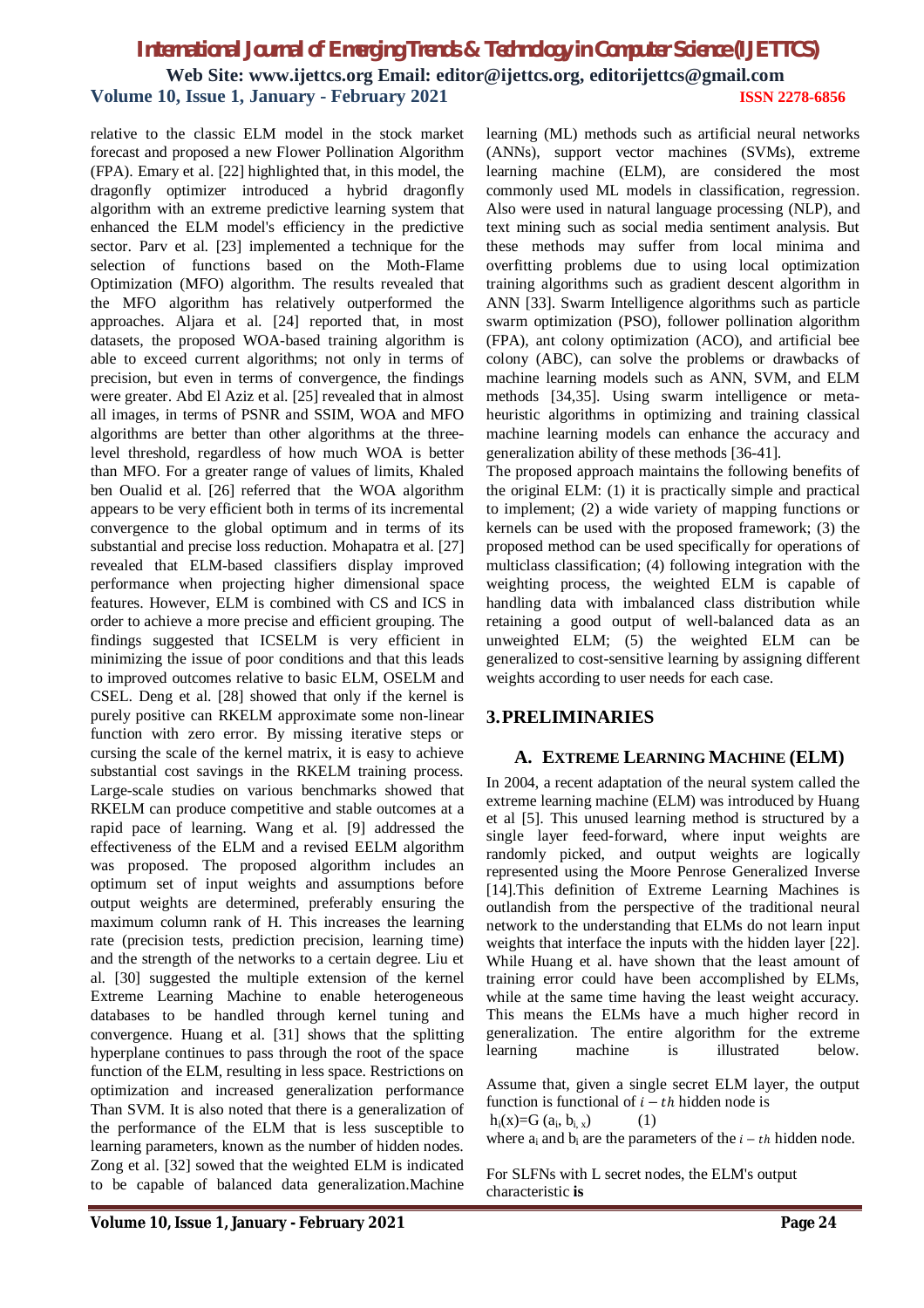relative to the classic ELM model in the stock market forecast and proposed a new Flower Pollination Algorithm (FPA). Emary et al. [22] highlighted that, in this model, the dragonfly optimizer introduced a hybrid dragonfly algorithm with an extreme predictive learning system that enhanced the ELM model's efficiency in the predictive sector. Parv et al. [23] implemented a technique for the selection of functions based on the Moth-Flame Optimization (MFO) algorithm. The results revealed that the MFO algorithm has relatively outperformed the approaches. Aljara et al. [24] reported that, in most datasets, the proposed WOA-based training algorithm is able to exceed current algorithms; not only in terms of precision, but even in terms of convergence, the findings were greater. Abd El Aziz et al. [25] revealed that in almost all images, in terms of PSNR and SSIM, WOA and MFO algorithms are better than other algorithms at the three-level threshold, regardless of how much WOA is better than MFO. For a greater range of values of limits, Khaled ben Oualid et al. [26] referred that the WOA algorithm appears to be very efficient both in terms of its incremental convergence to the global optimum and in terms of its substantial and precise loss reduction. Mohapatra et al. [27] revealed that ELM-based classifiers display improved performance when projecting higher dimensional space features. However, ELM is combined with CS and ICS in order to achieve a more precise and efficient grouping. The findings suggested that ICSELM is very efficient in minimizing the issue of poor conditions and that this leads to improved outcomes relative to basic ELM, OSELM and CSEL. Deng et al. [28] showed that only if the kernel is purely positive can RKELM approximate some non-linear function with zero error. By missing iterative steps or cursing the scale of the kernel matrix, it is easy to achieve substantial cost savings in the RKELM training process. Large-scale studies on various benchmarks showed that RKELM can produce competitive and stable outcomes at a rapid pace of learning. Wang et al. [9] addressed the effectiveness of the ELM and a revised EELM algorithm was proposed. The proposed algorithm includes an optimum set of input weights and assumptions before output weights are determined, preferably ensuring the maximum column rank of H. This increases the learning rate (precision tests, prediction precision, learning time) and the strength of the networks to a certain degree. Liu et al. [30] suggested the multiple extension of the kernel Extreme Learning Machine to enable heterogeneous databases to be handled through kernel tuning and convergence. Huang et al. [31] shows that the splitting hyperplane continues to pass through the root of the space function of the ELM, resulting in less space. Restrictions on optimization and increased generalization performance Than SVM. It is also noted that there is a generalization of the performance of the ELM that is less susceptible to learning parameters, known as the number of hidden nodes. Zong et al. [32] sowed that the weighted ELM is indicated to be capable of balanced data generalization.Machine learning (ML) methods such as artificial neural networks (ANNs), support vector machines (SVMs), extreme learning machine (ELM), are considered the most commonly used ML models in classification, regression. Also were used in natural language processing (NLP), and text mining such as social media sentiment analysis. But these methods may suffer from local minima and overfitting problems due to using local optimization training algorithms such as gradient descent algorithm in ANN [33]. Swarm Intelligence algorithms such as particle swarm optimization (PSO), follower pollination algorithm (FPA), ant colony optimization (ACO), and artificial bee colony (ABC), can solve the problems or drawbacks of machine learning models such as ANN, SVM, and ELM methods [34,35]. Using swarm intelligence or meta-heuristic algorithms in optimizing and training classical machine learning models can enhance the accuracy and generalization ability of these methods [36-41].

The proposed approach maintains the following benefits of the original ELM: (1) it is practically simple and practical to implement; (2) a wide variety of mapping functions or kernels can be used with the proposed framework; (3) the proposed method can be used specifically for operations of multiclass classification; (4) following integration with the weighting process, the weighted ELM is capable of handling data with imbalanced class distribution while retaining a good output of well-balanced data as an unweighted ELM; (5) the weighted ELM can be generalized to cost-sensitive learning by assigning different weights according to user needs for each case.

## 3. PRELIMINARIES

### A. EXTREME LEARNING MACHINE (ELM)

In 2004, a recent adaptation of the neural system called the extreme learning machine (ELM) was introduced by Huang et al [5]. This unused learning method is structured by a single layer feed-forward, where input weights are randomly picked, and output weights are logically represented using the Moore Penrose Generalized Inverse [14].This definition of Extreme Learning Machines is outlandish from the perspective of the traditional neural network to the understanding that ELMs do not learn input weights that interface the inputs with the hidden layer [22]. While Huang et al. have shown that the least amount of training error could have been accomplished by ELMs, while at the same time having the least weight accuracy. This means the ELMs have a much higher record in generalization. The entire algorithm for the extreme learning machine is illustrated below.

Assume that, given a single secret ELM layer, the output function is functional of $i-th$ hidden node is

$$h_i(x)=G\,(a_i, b_{i,x}) \qquad (1)$$

where $a_i$ and $b_i$ are the parameters of the $i-th$ hidden node.

For SLFNs with L secret nodes, the ELM's output characteristic **is**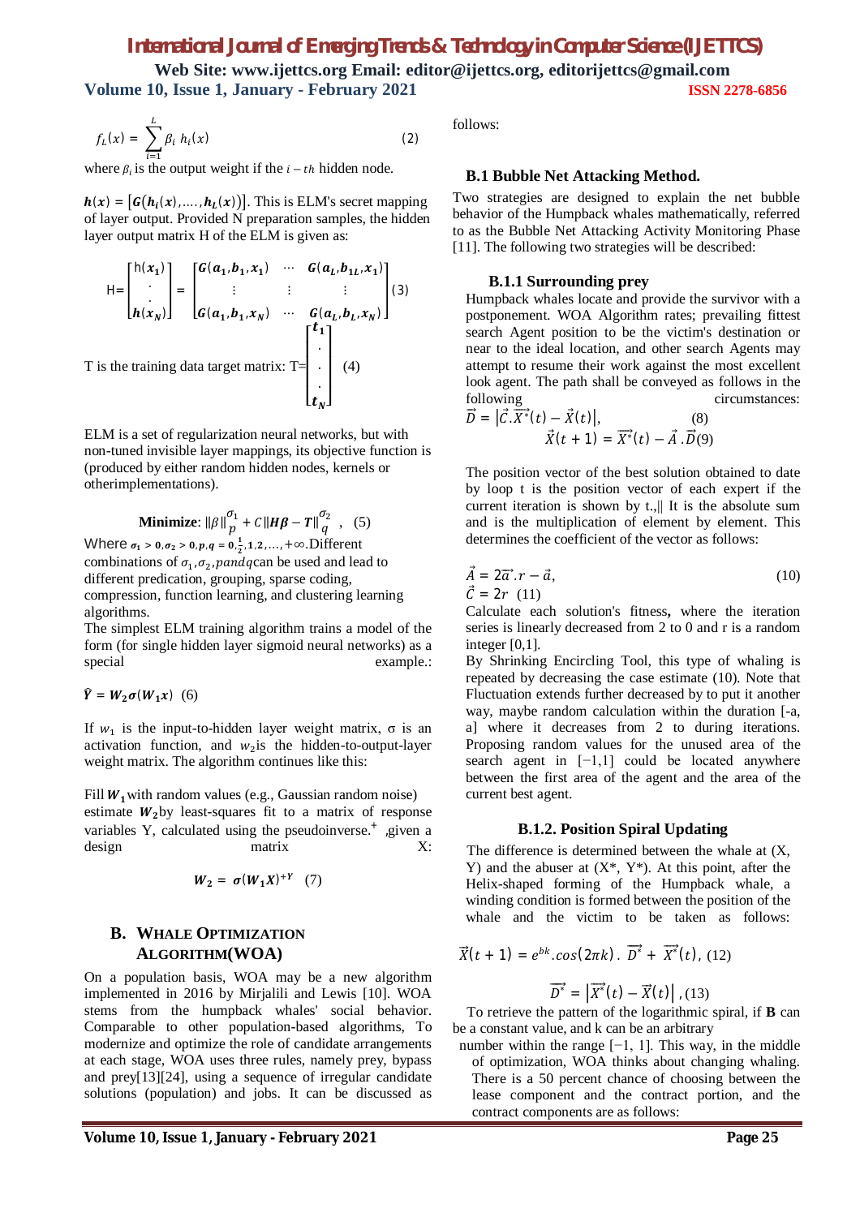$$f_L(x) = \sum_{i=1}^{L} \beta_i \, h_i(x) \quad (2)$$

where $\beta_i$ is the output weight if the $i-th$ hidden node.

$\boldsymbol{h}(x) = [\boldsymbol{G}(\boldsymbol{h}_i(x), \ldots, \boldsymbol{h}_L(x))]$. This is ELM's secret mapping of layer output. Provided N preparation samples, the hidden layer output matrix H of the ELM is given as:

$$\mathrm{H} = \begin{bmatrix} \mathrm{h}(x_1) \\ \cdot \\ \cdot \\ h(x_N) \end{bmatrix} = \begin{bmatrix} G(a_1, b_1, x_1) & \cdots & G(a_L, b_{1L}, x_1) \\ \vdots & \vdots & \vdots \\ G(a_1, b_1, x_N) & \cdots & G(a_L, b_L, x_N) \end{bmatrix} (3)$$

T is the training data target matrix: $\mathrm{T} = \begin{bmatrix} t_1 \\ \cdot \\ \cdot \\ \cdot \\ t_N \end{bmatrix}$ (4)

ELM is a set of regularization neural networks, but with non-tuned invisible layer mappings, its objective function is (produced by either random hidden nodes, kernels or otherimplementations).

$$\textbf{Minimize}: \|\beta\|_p^{\sigma_1} + C\|\boldsymbol{H\beta} - \boldsymbol{T}\|_q^{\sigma_2}, \quad (5)$$

Where $\sigma_1 > 0, \sigma_2 > 0, p, q = 0, \frac{1}{2}, 1, 2, \ldots, +\infty$.Different combinations of $\sigma_1, \sigma_2, p and q$can be used and lead to different predication, grouping, sparse coding, compression, function learning, and clustering learning algorithms.

The simplest ELM training algorithm trains a model of the form (for single hidden layer sigmoid neural networks) as a special example.:

$$\hat{\boldsymbol{Y}} = \boldsymbol{W_2}\boldsymbol{\sigma}(\boldsymbol{W_1 x}) \quad (6)$$

If $w_1$ is the input-to-hidden layer weight matrix, σ is an activation function, and $w_2$is the hidden-to-output-layer weight matrix. The algorithm continues like this:

Fill $\boldsymbol{W_1}$with random values (e.g., Gaussian random noise) estimate $\boldsymbol{W_2}$by least-squares fit to a matrix of response variables Y, calculated using the pseudoinverse.$^+$ ,given a design matrix X:

$$\boldsymbol{W_2} = \boldsymbol{\sigma}(\boldsymbol{W_1 X})^{+\boldsymbol{Y}} \quad (7)$$

## B. Whale Optimization Algorithm(WOA)

On a population basis, WOA may be a new algorithm implemented in 2016 by Mirjalili and Lewis [10]. WOA stems from the humpback whales' social behavior. Comparable to other population-based algorithms, To modernize and optimize the role of candidate arrangements at each stage, WOA uses three rules, namely prey, bypass and prey[13][24], using a sequence of irregular candidate solutions (population) and jobs. It can be discussed as follows:

### B.1 Bubble Net Attacking Method.

Two strategies are designed to explain the net bubble behavior of the Humpback whales mathematically, referred to as the Bubble Net Attacking Activity Monitoring Phase [11]. The following two strategies will be described:

#### B.1.1 Surrounding prey

Humpback whales locate and provide the survivor with a postponement. WOA Algorithm rates; prevailing fittest search Agent position to be the victim's destination or near to the ideal location, and other search Agents may attempt to resume their work against the most excellent look agent. The path shall be conveyed as follows in the following circumstances:

$$\vec{D} = |\vec{C}.\vec{X^*}(t) - \vec{X}(t)|, \quad (8)$$

$$\vec{X}(t+1) = \vec{X^*}(t) - \vec{A}.\vec{D}(9)$$

The position vector of the best solution obtained to date by loop t is the position vector of each expert if the current iteration is shown by t.,|| It is the absolute sum and is the multiplication of element by element. This determines the coefficient of the vector as follows:

$$\vec{A} = 2\vec{a}.r - \vec{a}, \quad (10)$$

$$\vec{C} = 2r \quad (11)$$

Calculate each solution's fitness**,** where the iteration series is linearly decreased from 2 to 0 and r is a random integer [0,1].

By Shrinking Encircling Tool, this type of whaling is repeated by decreasing the case estimate (10). Note that Fluctuation extends further decreased by to put it another way, maybe random calculation within the duration [-a, a] where it decreases from 2 to during iterations. Proposing random values for the unused area of the search agent in [−1,1] could be located anywhere between the first area of the agent and the area of the current best agent.

#### B.1.2. Position Spiral Updating

The difference is determined between the whale at (X, Y) and the abuser at (X\*, Y\*). At this point, after the Helix-shaped forming of the Humpback whale, a winding condition is formed between the position of the whale and the victim to be taken as follows:

$$\vec{X}(t+1) = e^{bk}.\cos(2\pi k).\ \vec{D^*} + \vec{X^*}(t), \ (12)$$

$$\vec{D^*} = |\vec{X^*}(t) - \vec{X}(t)|, (13)$$

To retrieve the pattern of the logarithmic spiral, if **B** can be a constant value, and k can be an arbitrary number within the range [−1, 1]. This way, in the middle of optimization, WOA thinks about changing whaling. There is a 50 percent chance of choosing between the lease component and the contract portion, and the contract components are as follows: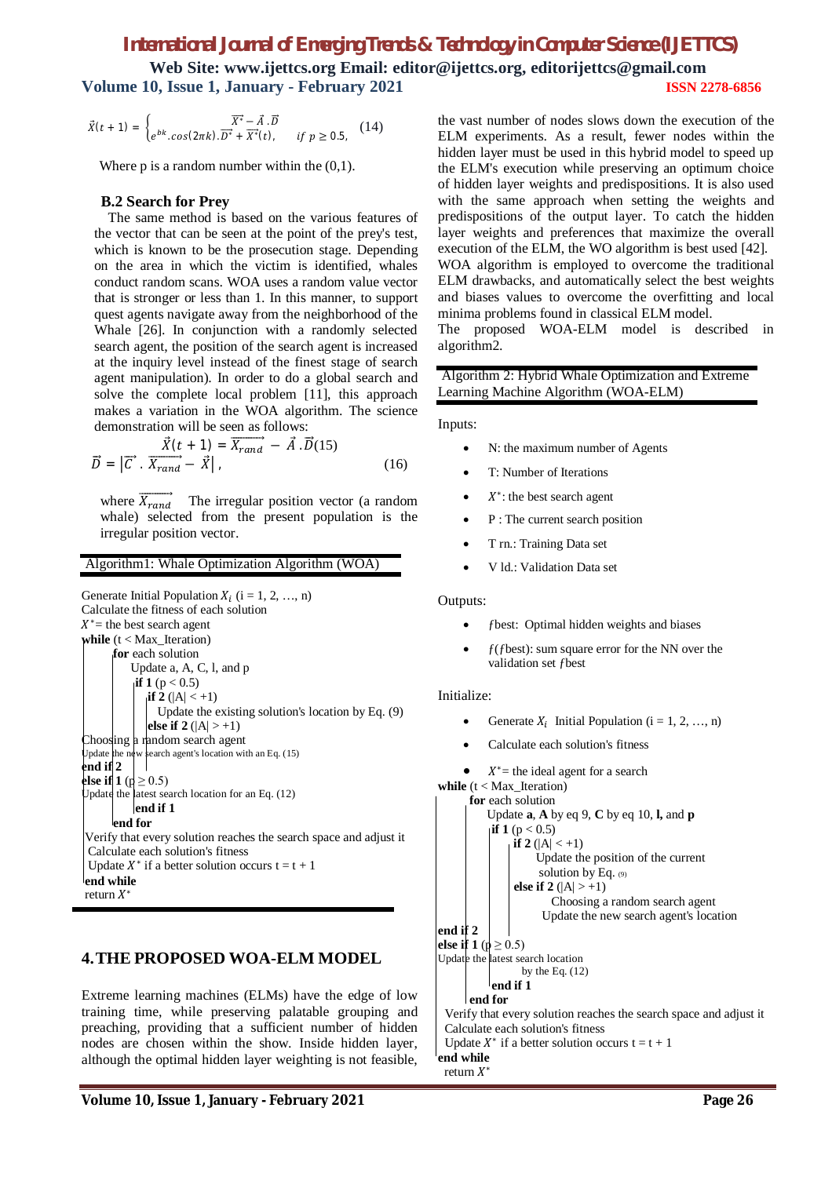$$\vec{X}(t+1) = \begin{cases} \overrightarrow{X^*} - \vec{A}.\vec{D} \\ e^{bk}.cos(2\pi k).\overrightarrow{D^*} + \overrightarrow{X^*}(t), & if\ p \geq 0.5, \end{cases} \quad (14)$$

Where p is a random number within the (0,1).

### B.2 Search for Prey

The same method is based on the various features of the vector that can be seen at the point of the prey's test, which is known to be the prosecution stage. Depending on the area in which the victim is identified, whales conduct random scans. WOA uses a random value vector that is stronger or less than 1. In this manner, to support quest agents navigate away from the neighborhood of the Whale [26]. In conjunction with a randomly selected search agent, the position of the search agent is increased at the inquiry level instead of the finest stage of search agent manipulation). In order to do a global search and solve the complete local problem [11], this approach makes a variation in the WOA algorithm. The science demonstration will be seen as follows:

$$\vec{X}(t+1) = \overrightarrow{X_{rand}} - \vec{A}.\vec{D} \quad (15)$$

$$\vec{D} = |\vec{C}.\overrightarrow{X_{rand}} - \vec{X}|, \quad (16)$$

where $\overrightarrow{X_{rand}}$ The irregular position vector (a random whale) selected from the present population is the irregular position vector.

**Algorithm1: Whale Optimization Algorithm (WOA)**

```
Generate Initial Population X_i (i = 1, 2, …, n)
Calculate the fitness of each solution
X* = the best search agent
while (t < Max_Iteration)
    for each solution
        Update a, A, C, l, and p
        if 1 (p < 0.5)
            if 2 (|A| < +1)
                Update the existing solution's location by Eq. (9)
            else if 2 (|A| > +1)
Choosing a random search agent
Update the new search agent's location with an Eq. (15)
end if 2
else if 1 (p ≥ 0.5)
Update the latest search location for an Eq. (12)
        end if 1
    end for
Verify that every solution reaches the search space and adjust it
Calculate each solution's fitness
Update X* if a better solution occurs t = t + 1
end while
return X*
```

## 4. THE PROPOSED WOA-ELM MODEL

Extreme learning machines (ELMs) have the edge of low training time, while preserving palatable grouping and preaching, providing that a sufficient number of hidden nodes are chosen within the show. Inside hidden layer, although the optimal hidden layer weighting is not feasible, the vast number of nodes slows down the execution of the ELM experiments. As a result, fewer nodes within the hidden layer must be used in this hybrid model to speed up the ELM's execution while preserving an optimum choice of hidden layer weights and predispositions. It is also used with the same approach when setting the weights and predispositions of the output layer. To catch the hidden layer weights and preferences that maximize the overall execution of the ELM, the WO algorithm is best used [42]. WOA algorithm is employed to overcome the traditional ELM drawbacks, and automatically select the best weights and biases values to overcome the overfitting and local minima problems found in classical ELM model.

The proposed WOA-ELM model is described in algorithm2.

**Algorithm 2: Hybrid Whale Optimization and Extreme Learning Machine Algorithm (WOA-ELM)**

Inputs:

- N: the maximum number of Agents
- T: Number of Iterations
- $X^*$: the best search agent
- P : The current search position
- T rn.: Training Data set
- V ld.: Validation Data set

Outputs:

- $f$best: Optimal hidden weights and biases
- $f(f$best): sum square error for the NN over the validation set $f$best

Initialize:

- Generate $X_i$ Initial Population (i = 1, 2, …, n)
- Calculate each solution's fitness
- $X^*$= the ideal agent for a search

```
while (t < Max_Iteration)
    for each solution
        Update a, A by eq 9, C by eq 10, l, and p
        if 1 (p < 0.5)
            if 2 (|A| < +1)
                Update the position of the current
                solution by Eq. (9)
            else if 2 (|A| > +1)
                Choosing a random search agent
                Update the new search agent's location
end if 2
else if 1 (p ≥ 0.5)
Update the latest search location
        by the Eq. (12)
        end if 1
    end for
Verify that every solution reaches the search space and adjust it
Calculate each solution's fitness
Update X* if a better solution occurs t = t + 1
end while
return X*
```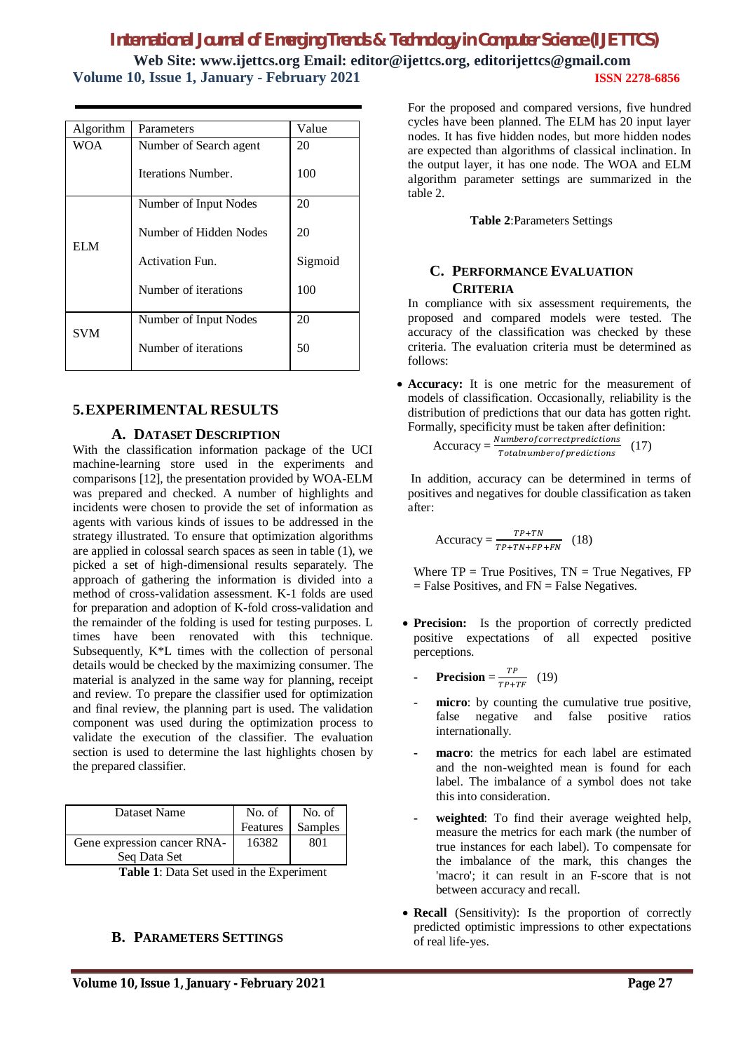| Algorithm | Parameters | Value |
|---|---|---|
| WOA | Number of Search agent | 20 |
| | Iterations Number. | 100 |
| ELM | Number of Input Nodes | 20 |
| | Number of Hidden Nodes | 20 |
| | Activation Fun. | Sigmoid |
| | Number of iterations | 100 |
| SVM | Number of Input Nodes | 20 |
| | Number of iterations | 50 |

## 5. EXPERIMENTAL RESULTS

### A. DATASET DESCRIPTION

With the classification information package of the UCI machine-learning store used in the experiments and comparisons [12], the presentation provided by WOA-ELM was prepared and checked. A number of highlights and incidents were chosen to provide the set of information as agents with various kinds of issues to be addressed in the strategy illustrated. To ensure that optimization algorithms are applied in colossal search spaces as seen in table (1), we picked a set of high-dimensional results separately. The approach of gathering the information is divided into a method of cross-validation assessment. K-1 folds are used for preparation and adoption of K-fold cross-validation and the remainder of the folding is used for testing purposes. L times have been renovated with this technique. Subsequently, K*L times with the collection of personal details would be checked by the maximizing consumer. The material is analyzed in the same way for planning, receipt and review. To prepare the classifier used for optimization and final review, the planning part is used. The validation component was used during the optimization process to validate the execution of the classifier. The evaluation section is used to determine the last highlights chosen by the prepared classifier.

| Dataset Name | No. of Features | No. of Samples |
|---|---|---|
| Gene expression cancer RNA-Seq Data Set | 16382 | 801 |

**Table 1**: Data Set used in the Experiment

### B. PARAMETERS SETTINGS

For the proposed and compared versions, five hundred cycles have been planned. The ELM has 20 input layer nodes. It has five hidden nodes, but more hidden nodes are expected than algorithms of classical inclination. In the output layer, it has one node. The WOA and ELM algorithm parameter settings are summarized in the table 2.

**Table 2**:Parameters Settings

### C. PERFORMANCE EVALUATION CRITERIA

In compliance with six assessment requirements, the proposed and compared models were tested. The accuracy of the classification was checked by these criteria. The evaluation criteria must be determined as follows:

- **Accuracy:** It is one metric for the measurement of models of classification. Occasionally, reliability is the distribution of predictions that our data has gotten right. Formally, specificity must be taken after definition:

$$\text{Accuracy} = \frac{Number of correct predictions}{Total number of predictions} \quad (17)$$

In addition, accuracy can be determined in terms of positives and negatives for double classification as taken after:

$$\text{Accuracy} = \frac{TP+TN}{TP+TN+FP+FN} \quad (18)$$

Where TP = True Positives, TN = True Negatives, FP = False Positives, and FN = False Negatives.

- **Precision:** Is the proportion of correctly predicted positive expectations of all expected positive perceptions.
  - **Precision** $= \frac{TP}{TP+TF}$ (19)
  - **micro**: by counting the cumulative true positive, false negative and false positive ratios internationally.
  - **macro**: the metrics for each label are estimated and the non-weighted mean is found for each label. The imbalance of a symbol does not take this into consideration.
  - **weighted**: To find their average weighted help, measure the metrics for each mark (the number of true instances for each label). To compensate for the imbalance of the mark, this changes the 'macro'; it can result in an F-score that is not between accuracy and recall.
- **Recall** (Sensitivity): Is the proportion of correctly predicted optimistic impressions to other expectations of real life-yes.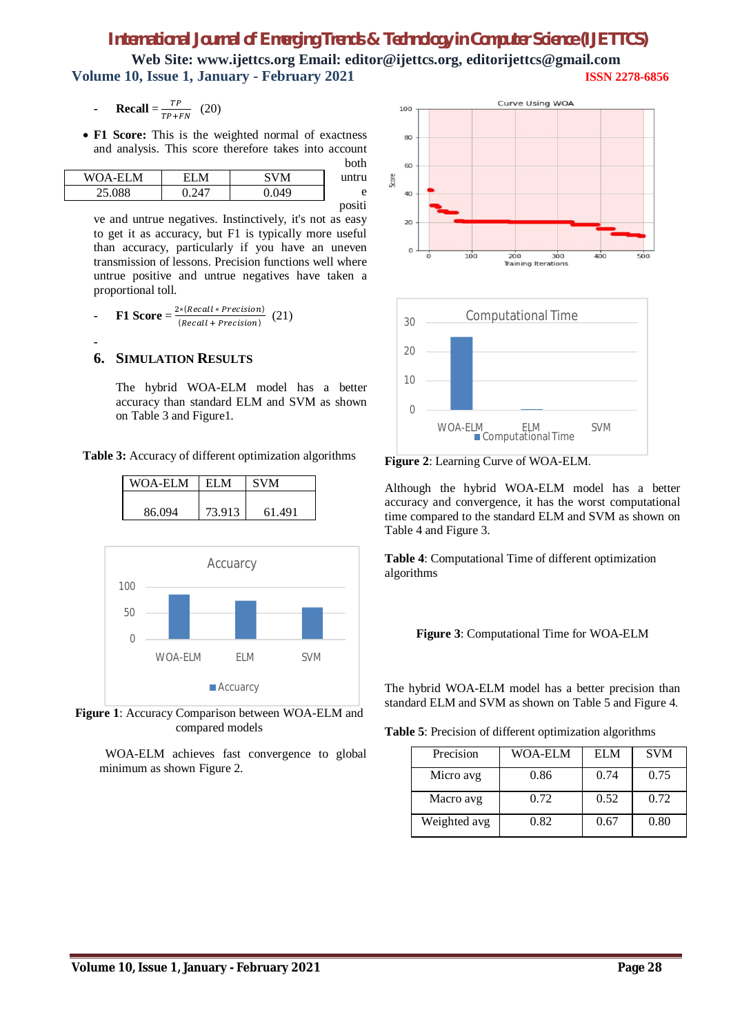- **Recall** = $\frac{TP}{TP+FN}$ (20)

- **F1 Score:** This is the weighted normal of exactness and analysis. This score therefore takes into account both untrue positive and untrue negatives. Instinctively, it's not as easy to get it as accuracy, but F1 is typically more useful than accuracy, particularly if you have an uneven transmission of lessons. Precision functions well where untrue positive and untrue negatives have taken a proportional toll.

- **F1 Score** = $\frac{2*(Recall * Precision)}{(Recall + Precision)}$ (21)

## 6. SIMULATION RESULTS

The hybrid WOA-ELM model has a better accuracy than standard ELM and SVM as shown on Table 3 and Figure1.

**Table 3:** Accuracy of different optimization algorithms

| WOA-ELM | ELM | SVM |
|---|---|---|
| 86.094 | 73.913 | 61.491 |

**Figure 1**: Accuracy Comparison between WOA-ELM and compared models

WOA-ELM achieves fast convergence to global minimum as shown Figure 2.

**Figure 2**: Learning Curve of WOA-ELM.

Although the hybrid WOA-ELM model has a better accuracy and convergence, it has the worst computational time compared to the standard ELM and SVM as shown on Table 4 and Figure 3.

**Table 4**: Computational Time of different optimization algorithms

| WOA-ELM | ELM | SVM |
|---|---|---|
| 25.088 | 0.247 | 0.049 |

**Figure 3**: Computational Time for WOA-ELM

The hybrid WOA-ELM model has a better precision than standard ELM and SVM as shown on Table 5 and Figure 4.

**Table 5**: Precision of different optimization algorithms

| Precision | WOA-ELM | ELM | SVM |
|---|---|---|---|
| Micro avg | 0.86 | 0.74 | 0.75 |
| Macro avg | 0.72 | 0.52 | 0.72 |
| Weighted avg | 0.82 | 0.67 | 0.80 |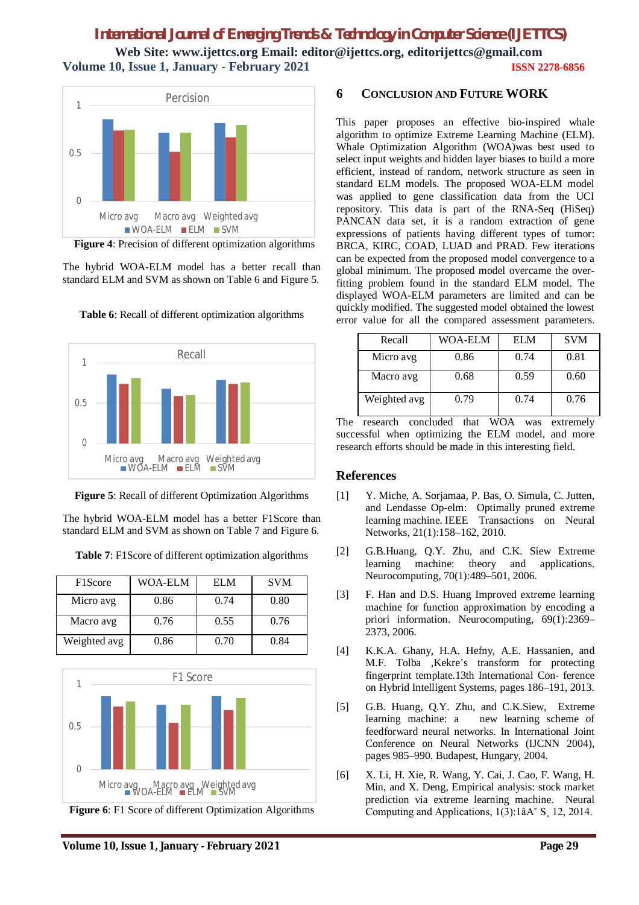Figure 4: Precision of different optimization algorithms

The hybrid WOA-ELM model has a better recall than standard ELM and SVM as shown on Table 6 and Figure 5.

**Table 6**: Recall of different optimization algorithms

| Recall | WOA-ELM | ELM | SVM |
|---|---|---|---|
| Micro avg | 0.86 | 0.74 | 0.81 |
| Macro avg | 0.68 | 0.59 | 0.60 |
| Weighted avg | 0.79 | 0.74 | 0.76 |

**Figure 5**: Recall of different Optimization Algorithms

The hybrid WOA-ELM model has a better F1Score than standard ELM and SVM as shown on Table 7 and Figure 6.

**Table 7**: F1Score of different optimization algorithms

| F1Score | WOA-ELM | ELM | SVM |
|---|---|---|---|
| Micro avg | 0.86 | 0.74 | 0.80 |
| Macro avg | 0.76 | 0.55 | 0.76 |
| Weighted avg | 0.86 | 0.70 | 0.84 |

**Figure 6**: F1 Score of different Optimization Algorithms

## 6 CONCLUSION AND FUTURE WORK

This paper proposes an effective bio-inspired whale algorithm to optimize Extreme Learning Machine (ELM). Whale Optimization Algorithm (WOA)was best used to select input weights and hidden layer biases to build a more efficient, instead of random, network structure as seen in standard ELM models. The proposed WOA-ELM model was applied to gene classification data from the UCI repository. This data is part of the RNA-Seq (HiSeq) PANCAN data set, it is a random extraction of gene expressions of patients having different types of tumor: BRCA, KIRC, COAD, LUAD and PRAD. Few iterations can be expected from the proposed model convergence to a global minimum. The proposed model overcame the over-fitting problem found in the standard ELM model. The displayed WOA-ELM parameters are limited and can be quickly modified. The suggested model obtained the lowest error value for all the compared assessment parameters.

The research concluded that WOA was extremely successful when optimizing the ELM model, and more research efforts should be made in this interesting field.

## References

[1] Y. Miche, A. Sorjamaa, P. Bas, O. Simula, C. Jutten, and Lendasse Op-elm: Optimally pruned extreme learning machine. IEEE Transactions on Neural Networks, 21(1):158–162, 2010.

[2] G.B.Huang, Q.Y. Zhu, and C.K. Siew Extreme learning machine: theory and applications. Neurocomputing, 70(1):489–501, 2006.

[3] F. Han and D.S. Huang Improved extreme learning machine for function approximation by encoding a priori information. Neurocomputing, 69(1):2369–2373, 2006.

[4] K.K.A. Ghany, H.A. Hefny, A.E. Hassanien, and M.F. Tolba ,Kekre's transform for protecting fingerprint template.13th International Con- ference on Hybrid Intelligent Systems, pages 186–191, 2013.

[5] G.B. Huang, Q.Y. Zhu, and C.K.Siew, Extreme learning machine: a new learning scheme of feedforward neural networks. In International Joint Conference on Neural Networks (IJCNN 2004), pages 985–990. Budapest, Hungary, 2004.

[6] X. Li, H. Xie, R. Wang, Y. Cai, J. Cao, F. Wang, H. Min, and X. Deng, Empirical analysis: stock market prediction via extreme learning machine. Neural Computing and Applications, 1(3):1âA˘ S¸ 12, 2014.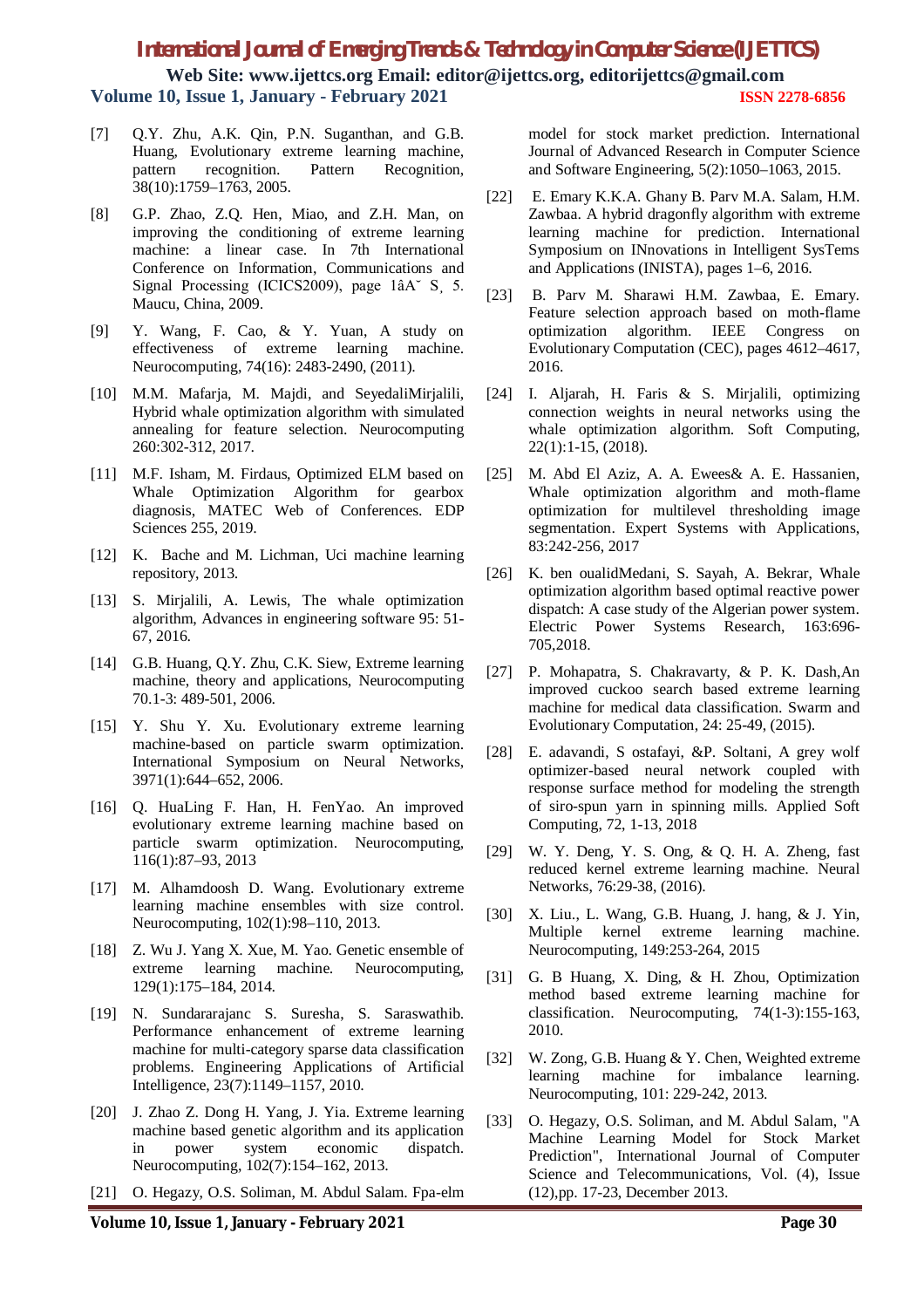[7] Q.Y. Zhu, A.K. Qin, P.N. Suganthan, and G.B. Huang, Evolutionary extreme learning machine, pattern recognition. Pattern Recognition, 38(10):1759–1763, 2005.

[8] G.P. Zhao, Z.Q. Hen, Miao, and Z.H. Man, on improving the conditioning of extreme learning machine: a linear case. In 7th International Conference on Information, Communications and Signal Processing (ICICS2009), page 1âĂ˘ S¸ 5. Maucu, China, 2009.

[9] Y. Wang, F. Cao, & Y. Yuan, A study on effectiveness of extreme learning machine. Neurocomputing, 74(16): 2483-2490, (2011).

[10] M.M. Mafarja, M. Majdi, and SeyedaliMirjalili, Hybrid whale optimization algorithm with simulated annealing for feature selection. Neurocomputing 260:302-312, 2017.

[11] M.F. Isham, M. Firdaus, Optimized ELM based on Whale Optimization Algorithm for gearbox diagnosis, MATEC Web of Conferences. EDP Sciences 255, 2019.

[12] K. Bache and M. Lichman, Uci machine learning repository, 2013.

[13] S. Mirjalili, A. Lewis, The whale optimization algorithm, Advances in engineering software 95: 51-67, 2016.

[14] G.B. Huang, Q.Y. Zhu, C.K. Siew, Extreme learning machine, theory and applications, Neurocomputing 70.1-3: 489-501, 2006.

[15] Y. Shu Y. Xu. Evolutionary extreme learning machine-based on particle swarm optimization. International Symposium on Neural Networks, 3971(1):644–652, 2006.

[16] Q. HuaLing F. Han, H. FenYao. An improved evolutionary extreme learning machine based on particle swarm optimization. Neurocomputing, 116(1):87–93, 2013

[17] M. Alhamdoosh D. Wang. Evolutionary extreme learning machine ensembles with size control. Neurocomputing, 102(1):98–110, 2013.

[18] Z. Wu J. Yang X. Xue, M. Yao. Genetic ensemble of extreme learning machine. Neurocomputing, 129(1):175–184, 2014.

[19] N. Sundararajanc S. Suresha, S. Saraswathib. Performance enhancement of extreme learning machine for multi-category sparse data classification problems. Engineering Applications of Artificial Intelligence, 23(7):1149–1157, 2010.

[20] J. Zhao Z. Dong H. Yang, J. Yia. Extreme learning machine based genetic algorithm and its application in power system economic dispatch. Neurocomputing, 102(7):154–162, 2013.

[21] O. Hegazy, O.S. Soliman, M. Abdul Salam. Fpa-elm model for stock market prediction. International Journal of Advanced Research in Computer Science and Software Engineering, 5(2):1050–1063, 2015.

[22] E. Emary K.K.A. Ghany B. Parv M.A. Salam, H.M. Zawbaa. A hybrid dragonfly algorithm with extreme learning machine for prediction. International Symposium on INnovations in Intelligent SysTems and Applications (INISTA), pages 1–6, 2016.

[23] B. Parv M. Sharawi H.M. Zawbaa, E. Emary. Feature selection approach based on moth-flame optimization algorithm. IEEE Congress on Evolutionary Computation (CEC), pages 4612–4617, 2016.

[24] I. Aljarah, H. Faris & S. Mirjalili, optimizing connection weights in neural networks using the whale optimization algorithm. Soft Computing, 22(1):1-15, (2018).

[25] M. Abd El Aziz, A. A. Ewees& A. E. Hassanien, Whale optimization algorithm and moth-flame optimization for multilevel thresholding image segmentation. Expert Systems with Applications, 83:242-256, 2017

[26] K. ben oualidMedani, S. Sayah, A. Bekrar, Whale optimization algorithm based optimal reactive power dispatch: A case study of the Algerian power system. Electric Power Systems Research, 163:696-705,2018.

[27] P. Mohapatra, S. Chakravarty, & P. K. Dash,An improved cuckoo search based extreme learning machine for medical data classification. Swarm and Evolutionary Computation, 24: 25-49, (2015).

[28] E. adavandi, S ostafayi, &P. Soltani, A grey wolf optimizer-based neural network coupled with response surface method for modeling the strength of siro-spun yarn in spinning mills. Applied Soft Computing, 72, 1-13, 2018

[29] W. Y. Deng, Y. S. Ong, & Q. H. A. Zheng, fast reduced kernel extreme learning machine. Neural Networks, 76:29-38, (2016).

[30] X. Liu., L. Wang, G.B. Huang, J. hang, & J. Yin, Multiple kernel extreme learning machine. Neurocomputing, 149:253-264, 2015

[31] G. B Huang, X. Ding, & H. Zhou, Optimization method based extreme learning machine for classification. Neurocomputing, 74(1-3):155-163, 2010.

[32] W. Zong, G.B. Huang & Y. Chen, Weighted extreme learning machine for imbalance learning. Neurocomputing, 101: 229-242, 2013.

[33] O. Hegazy, O.S. Soliman, and M. Abdul Salam, "A Machine Learning Model for Stock Market Prediction", International Journal of Computer Science and Telecommunications, Vol. (4), Issue (12),pp. 17-23, December 2013.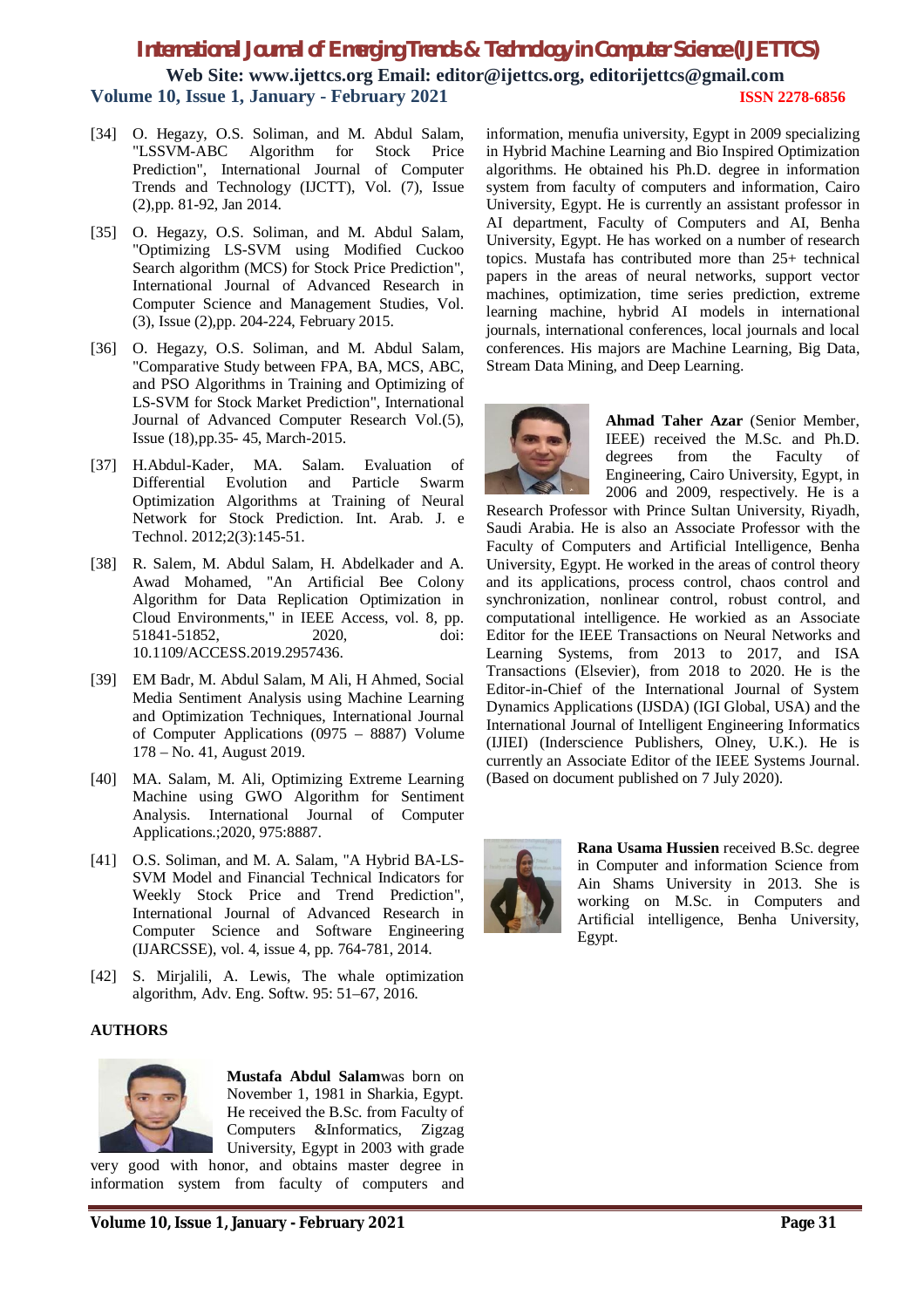[34] O. Hegazy, O.S. Soliman, and M. Abdul Salam, "LSSVM-ABC Algorithm for Stock Price Prediction", International Journal of Computer Trends and Technology (IJCTT), Vol. (7), Issue (2),pp. 81-92, Jan 2014.

[35] O. Hegazy, O.S. Soliman, and M. Abdul Salam, "Optimizing LS-SVM using Modified Cuckoo Search algorithm (MCS) for Stock Price Prediction", International Journal of Advanced Research in Computer Science and Management Studies, Vol. (3), Issue (2),pp. 204-224, February 2015.

[36] O. Hegazy, O.S. Soliman, and M. Abdul Salam, "Comparative Study between FPA, BA, MCS, ABC, and PSO Algorithms in Training and Optimizing of LS-SVM for Stock Market Prediction", International Journal of Advanced Computer Research Vol.(5), Issue (18),pp.35- 45, March-2015.

[37] H.Abdul-Kader, MA. Salam. Evaluation of Differential Evolution and Particle Swarm Optimization Algorithms at Training of Neural Network for Stock Prediction. Int. Arab. J. e Technol. 2012;2(3):145-51.

[38] R. Salem, M. Abdul Salam, H. Abdelkader and A. Awad Mohamed, "An Artificial Bee Colony Algorithm for Data Replication Optimization in Cloud Environments," in IEEE Access, vol. 8, pp. 51841-51852, 2020, doi: 10.1109/ACCESS.2019.2957436.

[39] EM Badr, M. Abdul Salam, M Ali, H Ahmed, Social Media Sentiment Analysis using Machine Learning and Optimization Techniques, International Journal of Computer Applications (0975 – 8887) Volume 178 – No. 41, August 2019.

[40] MA. Salam, M. Ali, Optimizing Extreme Learning Machine using GWO Algorithm for Sentiment Analysis. International Journal of Computer Applications.;2020, 975:8887.

[41] O.S. Soliman, and M. A. Salam, "A Hybrid BA-LS-SVM Model and Financial Technical Indicators for Weekly Stock Price and Trend Prediction", International Journal of Advanced Research in Computer Science and Software Engineering (IJARCSSE), vol. 4, issue 4, pp. 764-781, 2014.

[42] S. Mirjalili, A. Lewis, The whale optimization algorithm, Adv. Eng. Softw. 95: 51–67, 2016.

**AUTHORS**

**Mustafa Abdul Salam**was born on November 1, 1981 in Sharkia, Egypt. He received the B.Sc. from Faculty of Computers &Informatics, Zigzag University, Egypt in 2003 with grade very good with honor, and obtains master degree in information system from faculty of computers and information, menufia university, Egypt in 2009 specializing in Hybrid Machine Learning and Bio Inspired Optimization algorithms. He obtained his Ph.D. degree in information system from faculty of computers and information, Cairo University, Egypt. He is currently an assistant professor in AI department, Faculty of Computers and AI, Benha University, Egypt. He has worked on a number of research topics. Mustafa has contributed more than 25+ technical papers in the areas of neural networks, support vector machines, optimization, time series prediction, extreme learning machine, hybrid AI models in international journals, international conferences, local journals and local conferences. His majors are Machine Learning, Big Data, Stream Data Mining, and Deep Learning.

**Ahmad Taher Azar** (Senior Member, IEEE) received the M.Sc. and Ph.D. degrees from the Faculty of Engineering, Cairo University, Egypt, in 2006 and 2009, respectively. He is a Research Professor with Prince Sultan University, Riyadh, Saudi Arabia. He is also an Associate Professor with the Faculty of Computers and Artificial Intelligence, Benha University, Egypt. He worked in the areas of control theory and its applications, process control, chaos control and synchronization, nonlinear control, robust control, and computational intelligence. He workied as an Associate Editor for the IEEE Transactions on Neural Networks and Learning Systems, from 2013 to 2017, and ISA Transactions (Elsevier), from 2018 to 2020. He is the Editor-in-Chief of the International Journal of System Dynamics Applications (IJSDA) (IGI Global, USA) and the International Journal of Intelligent Engineering Informatics (IJIEI) (Inderscience Publishers, Olney, U.K.). He is currently an Associate Editor of the IEEE Systems Journal. (Based on document published on 7 July 2020).

**Rana Usama Hussien** received B.Sc. degree in Computer and information Science from Ain Shams University in 2013. She is working on M.Sc. in Computers and Artificial intelligence, Benha University, Egypt.